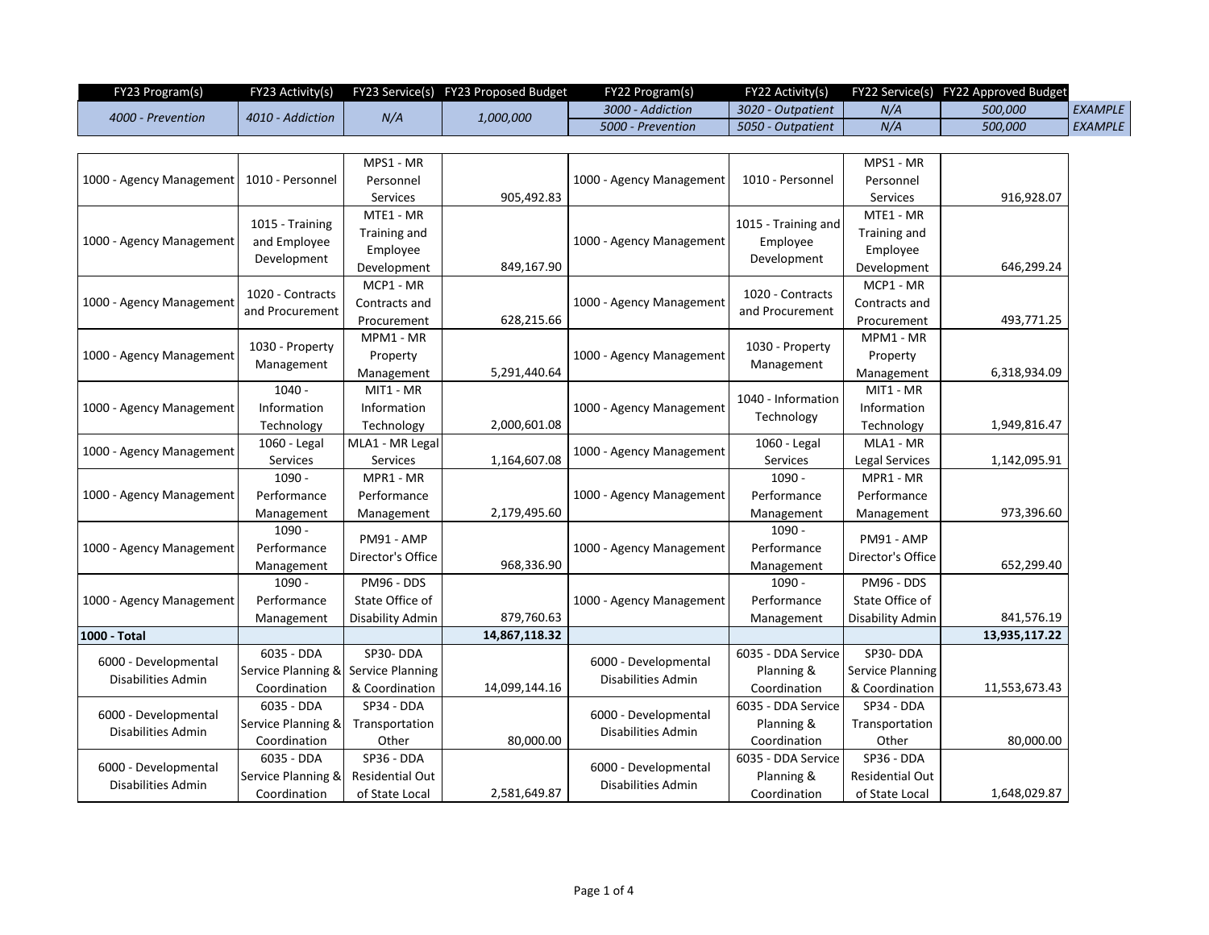| FY23 Program(s) | FY23 Activity(s) | FY23 Service(s) | FY23 Proposed Budget | FY22 Program(s) | FY22 Activity(s) | FY22 Service(s) | FY22 Approved Budget | |
|---|---|---|---|---|---|---|---|---|
| *4000 - Prevention* | *4010 - Addiction* | *N/A* | *1,000,000* | *3000 - Addiction* | *3020 - Outpatient* | *N/A* | *500,000* | *EXAMPLE* |
| | | | | *5000 - Prevention* | *5050 - Outpatient* | *N/A* | *500,000* | *EXAMPLE* |

| FY23 Program(s) | FY23 Activity(s) | FY23 Service(s) | FY23 Proposed Budget | FY22 Program(s) | FY22 Activity(s) | FY22 Service(s) | FY22 Approved Budget |
|---|---|---|---|---|---|---|---|
| 1000 - Agency Management | 1010 - Personnel | MPS1 - MR Personnel Services | 905,492.83 | 1000 - Agency Management | 1010 - Personnel | MPS1 - MR Personnel Services | 916,928.07 |
| 1000 - Agency Management | 1015 - Training and Employee Development | MTE1 - MR Training and Employee Development | 849,167.90 | 1000 - Agency Management | 1015 - Training and Employee Development | MTE1 - MR Training and Employee Development | 646,299.24 |
| 1000 - Agency Management | 1020 - Contracts and Procurement | MCP1 - MR Contracts and Procurement | 628,215.66 | 1000 - Agency Management | 1020 - Contracts and Procurement | MCP1 - MR Contracts and Procurement | 493,771.25 |
| 1000 - Agency Management | 1030 - Property Management | MPM1 - MR Property Management | 5,291,440.64 | 1000 - Agency Management | 1030 - Property Management | MPM1 - MR Property Management | 6,318,934.09 |
| 1000 - Agency Management | 1040 - Information Technology | MIT1 - MR Information Technology | 2,000,601.08 | 1000 - Agency Management | 1040 - Information Technology | MIT1 - MR Information Technology | 1,949,816.47 |
| 1000 - Agency Management | 1060 - Legal Services | MLA1 - MR Legal Services | 1,164,607.08 | 1000 - Agency Management | 1060 - Legal Services | MLA1 - MR Legal Services | 1,142,095.91 |
| 1000 - Agency Management | 1090 - Performance Management | MPR1 - MR Performance Management | 2,179,495.60 | 1000 - Agency Management | 1090 - Performance Management | MPR1 - MR Performance Management | 973,396.60 |
| 1000 - Agency Management | 1090 - Performance Management | PM91 - AMP Director's Office | 968,336.90 | 1000 - Agency Management | 1090 - Performance Management | PM91 - AMP Director's Office | 652,299.40 |
| 1000 - Agency Management | 1090 - Performance Management | PM96 - DDS State Office of Disability Admin | 879,760.63 | 1000 - Agency Management | 1090 - Performance Management | PM96 - DDS State Office of Disability Admin | 841,576.19 |
| **1000 - Total** | | | **14,867,118.32** | | | | **13,935,117.22** |
| 6000 - Developmental Disabilities Admin | 6035 - DDA Service Planning & Coordination | SP30- DDA Service Planning & Coordination | 14,099,144.16 | 6000 - Developmental Disabilities Admin | 6035 - DDA Service Planning & Coordination | SP30- DDA Service Planning & Coordination | 11,553,673.43 |
| 6000 - Developmental Disabilities Admin | 6035 - DDA Service Planning & Coordination | SP34 - DDA Transportation Other | 80,000.00 | 6000 - Developmental Disabilities Admin | 6035 - DDA Service Planning & Coordination | SP34 - DDA Transportation Other | 80,000.00 |
| 6000 - Developmental Disabilities Admin | 6035 - DDA Service Planning & Coordination | SP36 - DDA Residential Out of State Local | 2,581,649.87 | 6000 - Developmental Disabilities Admin | 6035 - DDA Service Planning & Coordination | SP36 - DDA Residential Out of State Local | 1,648,029.87 |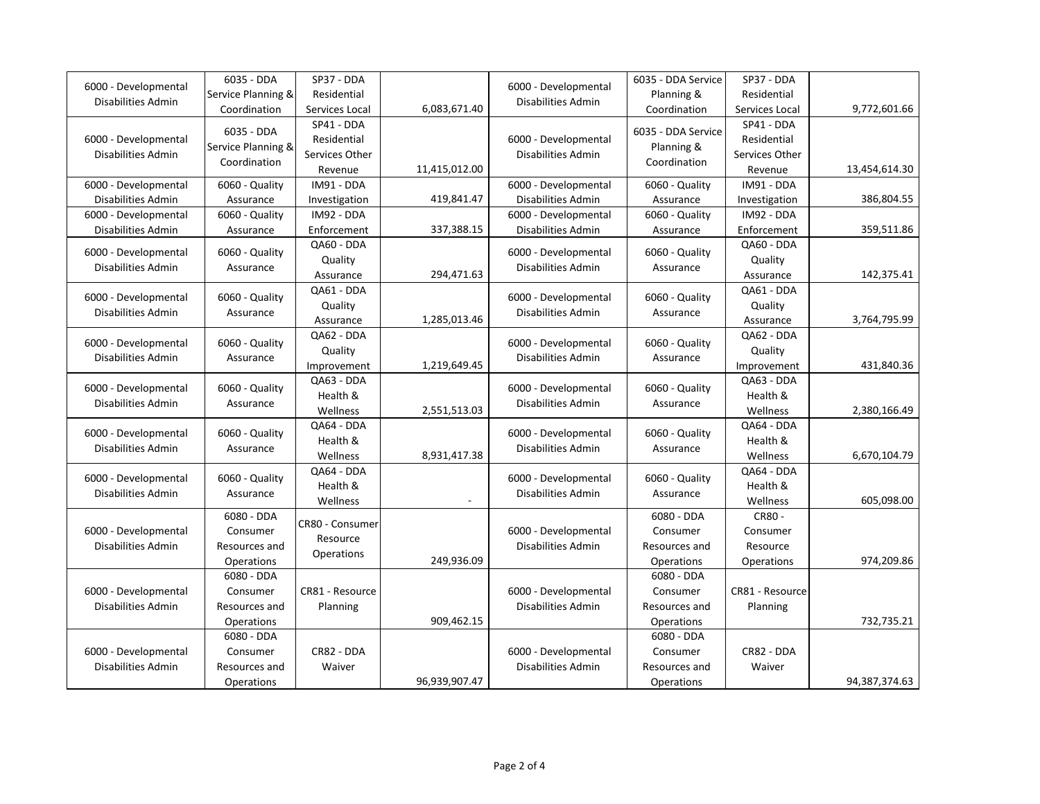| | | | | | | | |
|---|---|---|---|---|---|---|---|
| 6000 - Developmental Disabilities Admin | 6035 - DDA Service Planning & Coordination | SP37 - DDA Residential Services Local | 6,083,671.40 | 6000 - Developmental Disabilities Admin | 6035 - DDA Service Planning & Coordination | SP37 - DDA Residential Services Local | 9,772,601.66 |
| 6000 - Developmental Disabilities Admin | 6035 - DDA Service Planning & Coordination | SP41 - DDA Residential Services Other Revenue | 11,415,012.00 | 6000 - Developmental Disabilities Admin | 6035 - DDA Service Planning & Coordination | SP41 - DDA Residential Services Other Revenue | 13,454,614.30 |
| 6000 - Developmental Disabilities Admin | 6060 - Quality Assurance | IM91 - DDA Investigation | 419,841.47 | 6000 - Developmental Disabilities Admin | 6060 - Quality Assurance | IM91 - DDA Investigation | 386,804.55 |
| 6000 - Developmental Disabilities Admin | 6060 - Quality Assurance | IM92 - DDA Enforcement | 337,388.15 | 6000 - Developmental Disabilities Admin | 6060 - Quality Assurance | IM92 - DDA Enforcement | 359,511.86 |
| 6000 - Developmental Disabilities Admin | 6060 - Quality Assurance | QA60 - DDA Quality Assurance | 294,471.63 | 6000 - Developmental Disabilities Admin | 6060 - Quality Assurance | QA60 - DDA Quality Assurance | 142,375.41 |
| 6000 - Developmental Disabilities Admin | 6060 - Quality Assurance | QA61 - DDA Quality Assurance | 1,285,013.46 | 6000 - Developmental Disabilities Admin | 6060 - Quality Assurance | QA61 - DDA Quality Assurance | 3,764,795.99 |
| 6000 - Developmental Disabilities Admin | 6060 - Quality Assurance | QA62 - DDA Quality Improvement | 1,219,649.45 | 6000 - Developmental Disabilities Admin | 6060 - Quality Assurance | QA62 - DDA Quality Improvement | 431,840.36 |
| 6000 - Developmental Disabilities Admin | 6060 - Quality Assurance | QA63 - DDA Health & Wellness | 2,551,513.03 | 6000 - Developmental Disabilities Admin | 6060 - Quality Assurance | QA63 - DDA Health & Wellness | 2,380,166.49 |
| 6000 - Developmental Disabilities Admin | 6060 - Quality Assurance | QA64 - DDA Health & Wellness | 8,931,417.38 | 6000 - Developmental Disabilities Admin | 6060 - Quality Assurance | QA64 - DDA Health & Wellness | 6,670,104.79 |
| 6000 - Developmental Disabilities Admin | 6060 - Quality Assurance | QA64 - DDA Health & Wellness | - | 6000 - Developmental Disabilities Admin | 6060 - Quality Assurance | QA64 - DDA Health & Wellness | 605,098.00 |
| 6000 - Developmental Disabilities Admin | 6080 - DDA Consumer Resources and Operations | CR80 - Consumer Resource Operations | 249,936.09 | 6000 - Developmental Disabilities Admin | 6080 - DDA Consumer Resources and Operations | CR80 - Consumer Resource Operations | 974,209.86 |
| 6000 - Developmental Disabilities Admin | 6080 - DDA Consumer Resources and Operations | CR81 - Resource Planning | 909,462.15 | 6000 - Developmental Disabilities Admin | 6080 - DDA Consumer Resources and Operations | CR81 - Resource Planning | 732,735.21 |
| 6000 - Developmental Disabilities Admin | 6080 - DDA Consumer Resources and Operations | CR82 - DDA Waiver | 96,939,907.47 | 6000 - Developmental Disabilities Admin | 6080 - DDA Consumer Resources and Operations | CR82 - DDA Waiver | 94,387,374.63 |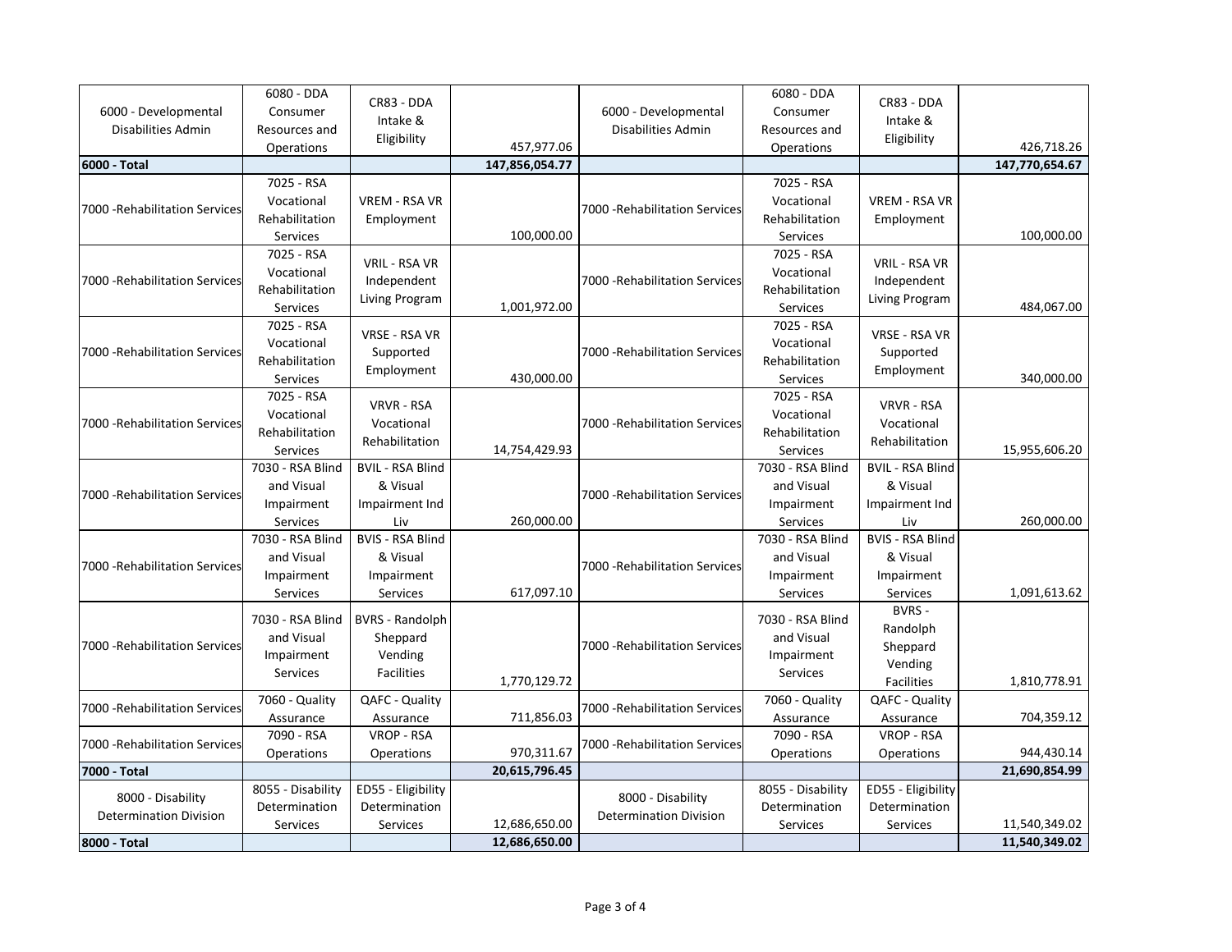| | | | | | | | |
|---|---|---|---|---|---|---|---|
| 6000 - Developmental Disabilities Admin | 6080 - DDA Consumer Resources and Operations | CR83 - DDA Intake & Eligibility | 457,977.06 | 6000 - Developmental Disabilities Admin | 6080 - DDA Consumer Resources and Operations | CR83 - DDA Intake & Eligibility | 426,718.26 |
| **6000 - Total** | | | **147,856,054.77** | | | | **147,770,654.67** |
| 7000 -Rehabilitation Services | 7025 - RSA Vocational Rehabilitation Services | VREM - RSA VR Employment | 100,000.00 | 7000 -Rehabilitation Services | 7025 - RSA Vocational Rehabilitation Services | VREM - RSA VR Employment | 100,000.00 |
| 7000 -Rehabilitation Services | 7025 - RSA Vocational Rehabilitation Services | VRIL - RSA VR Independent Living Program | 1,001,972.00 | 7000 -Rehabilitation Services | 7025 - RSA Vocational Rehabilitation Services | VRIL - RSA VR Independent Living Program | 484,067.00 |
| 7000 -Rehabilitation Services | 7025 - RSA Vocational Rehabilitation Services | VRSE - RSA VR Supported Employment | 430,000.00 | 7000 -Rehabilitation Services | 7025 - RSA Vocational Rehabilitation Services | VRSE - RSA VR Supported Employment | 340,000.00 |
| 7000 -Rehabilitation Services | 7025 - RSA Vocational Rehabilitation Services | VRVR - RSA Vocational Rehabilitation | 14,754,429.93 | 7000 -Rehabilitation Services | 7025 - RSA Vocational Rehabilitation Services | VRVR - RSA Vocational Rehabilitation | 15,955,606.20 |
| 7000 -Rehabilitation Services | 7030 - RSA Blind and Visual Impairment Services | BVIL - RSA Blind & Visual Impairment Ind Liv | 260,000.00 | 7000 -Rehabilitation Services | 7030 - RSA Blind and Visual Impairment Services | BVIL - RSA Blind & Visual Impairment Ind Liv | 260,000.00 |
| 7000 -Rehabilitation Services | 7030 - RSA Blind and Visual Impairment Services | BVIS - RSA Blind & Visual Impairment Services | 617,097.10 | 7000 -Rehabilitation Services | 7030 - RSA Blind and Visual Impairment Services | BVIS - RSA Blind & Visual Impairment Services | 1,091,613.62 |
| 7000 -Rehabilitation Services | 7030 - RSA Blind and Visual Impairment Services | BVRS - Randolph Sheppard Vending Facilities | 1,770,129.72 | 7000 -Rehabilitation Services | 7030 - RSA Blind and Visual Impairment Services | BVRS - Randolph Sheppard Vending Facilities | 1,810,778.91 |
| 7000 -Rehabilitation Services | 7060 - Quality Assurance | QAFC - Quality Assurance | 711,856.03 | 7000 -Rehabilitation Services | 7060 - Quality Assurance | QAFC - Quality Assurance | 704,359.12 |
| 7000 -Rehabilitation Services | 7090 - RSA Operations | VROP - RSA Operations | 970,311.67 | 7000 -Rehabilitation Services | 7090 - RSA Operations | VROP - RSA Operations | 944,430.14 |
| **7000 - Total** | | | **20,615,796.45** | | | | **21,690,854.99** |
| 8000 - Disability Determination Division | 8055 - Disability Determination Services | ED55 - Eligibility Determination Services | 12,686,650.00 | 8000 - Disability Determination Division | 8055 - Disability Determination Services | ED55 - Eligibility Determination Services | 11,540,349.02 |
| **8000 - Total** | | | **12,686,650.00** | | | | **11,540,349.02** |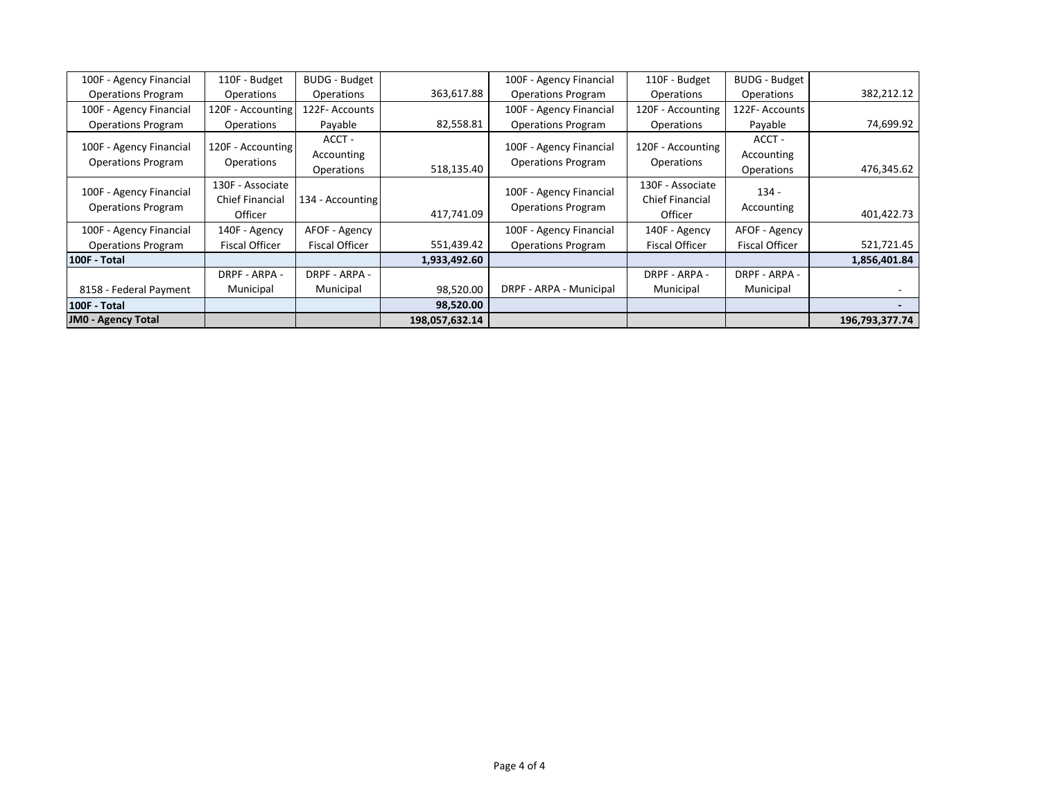| | | | | | | | |
|---|---|---|---|---|---|---|---|
| 100F - Agency Financial Operations Program | 110F - Budget Operations | BUDG - Budget Operations | 363,617.88 | 100F - Agency Financial Operations Program | 110F - Budget Operations | BUDG - Budget Operations | 382,212.12 |
| 100F - Agency Financial Operations Program | 120F - Accounting Operations | 122F- Accounts Payable | 82,558.81 | 100F - Agency Financial Operations Program | 120F - Accounting Operations | 122F- Accounts Payable | 74,699.92 |
| 100F - Agency Financial Operations Program | 120F - Accounting Operations | ACCT - Accounting Operations | 518,135.40 | 100F - Agency Financial Operations Program | 120F - Accounting Operations | ACCT - Accounting Operations | 476,345.62 |
| 100F - Agency Financial Operations Program | 130F - Associate Chief Financial Officer | 134 - Accounting | 417,741.09 | 100F - Agency Financial Operations Program | 130F - Associate Chief Financial Officer | 134 - Accounting | 401,422.73 |
| 100F - Agency Financial Operations Program | 140F - Agency Fiscal Officer | AFOF - Agency Fiscal Officer | 551,439.42 | 100F - Agency Financial Operations Program | 140F - Agency Fiscal Officer | AFOF - Agency Fiscal Officer | 521,721.45 |
| **100F - Total** | | | **1,933,492.60** | | | | **1,856,401.84** |
| 8158 - Federal Payment | DRPF - ARPA - Municipal | DRPF - ARPA - Municipal | 98,520.00 | DRPF - ARPA - Municipal | DRPF - ARPA - Municipal | DRPF - ARPA - Municipal | - |
| **100F - Total** | | | **98,520.00** | | | | **-** |
| **JM0 - Agency Total** | | | **198,057,632.14** | | | | **196,793,377.74** |